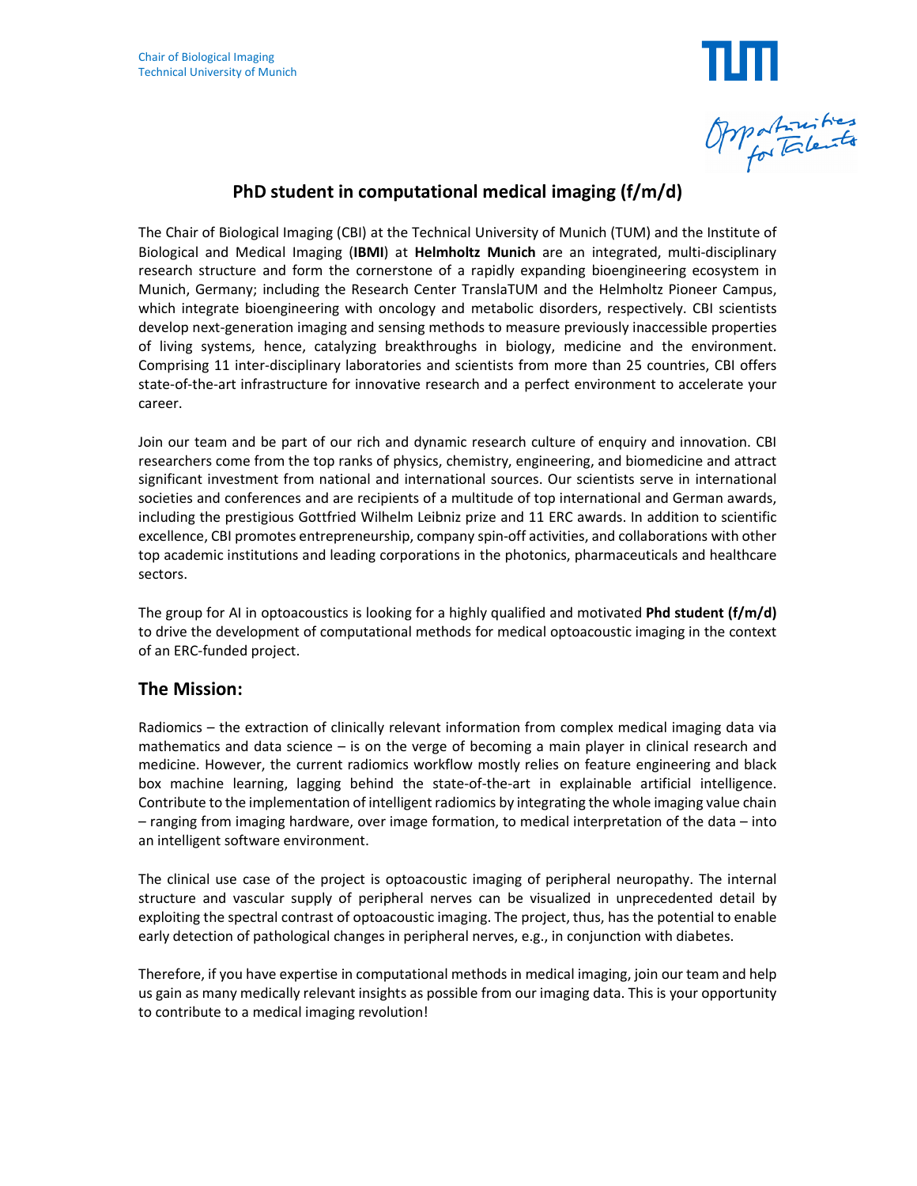Chair of Biological Imaging
Technical University of Munich

# PhD student in computational medical imaging (f/m/d)

The Chair of Biological Imaging (CBI) at the Technical University of Munich (TUM) and the Institute of Biological and Medical Imaging (**IBMI**) at **Helmholtz Munich** are an integrated, multi-disciplinary research structure and form the cornerstone of a rapidly expanding bioengineering ecosystem in Munich, Germany; including the Research Center TranslaTUM and the Helmholtz Pioneer Campus, which integrate bioengineering with oncology and metabolic disorders, respectively. CBI scientists develop next-generation imaging and sensing methods to measure previously inaccessible properties of living systems, hence, catalyzing breakthroughs in biology, medicine and the environment. Comprising 11 inter-disciplinary laboratories and scientists from more than 25 countries, CBI offers state-of-the-art infrastructure for innovative research and a perfect environment to accelerate your career.

Join our team and be part of our rich and dynamic research culture of enquiry and innovation. CBI researchers come from the top ranks of physics, chemistry, engineering, and biomedicine and attract significant investment from national and international sources. Our scientists serve in international societies and conferences and are recipients of a multitude of top international and German awards, including the prestigious Gottfried Wilhelm Leibniz prize and 11 ERC awards. In addition to scientific excellence, CBI promotes entrepreneurship, company spin-off activities, and collaborations with other top academic institutions and leading corporations in the photonics, pharmaceuticals and healthcare sectors.

The group for AI in optoacoustics is looking for a highly qualified and motivated **Phd student (f/m/d)** to drive the development of computational methods for medical optoacoustic imaging in the context of an ERC-funded project.

## The Mission:

Radiomics – the extraction of clinically relevant information from complex medical imaging data via mathematics and data science – is on the verge of becoming a main player in clinical research and medicine. However, the current radiomics workflow mostly relies on feature engineering and black box machine learning, lagging behind the state-of-the-art in explainable artificial intelligence. Contribute to the implementation of intelligent radiomics by integrating the whole imaging value chain – ranging from imaging hardware, over image formation, to medical interpretation of the data – into an intelligent software environment.

The clinical use case of the project is optoacoustic imaging of peripheral neuropathy. The internal structure and vascular supply of peripheral nerves can be visualized in unprecedented detail by exploiting the spectral contrast of optoacoustic imaging. The project, thus, has the potential to enable early detection of pathological changes in peripheral nerves, e.g., in conjunction with diabetes.

Therefore, if you have expertise in computational methods in medical imaging, join our team and help us gain as many medically relevant insights as possible from our imaging data. This is your opportunity to contribute to a medical imaging revolution!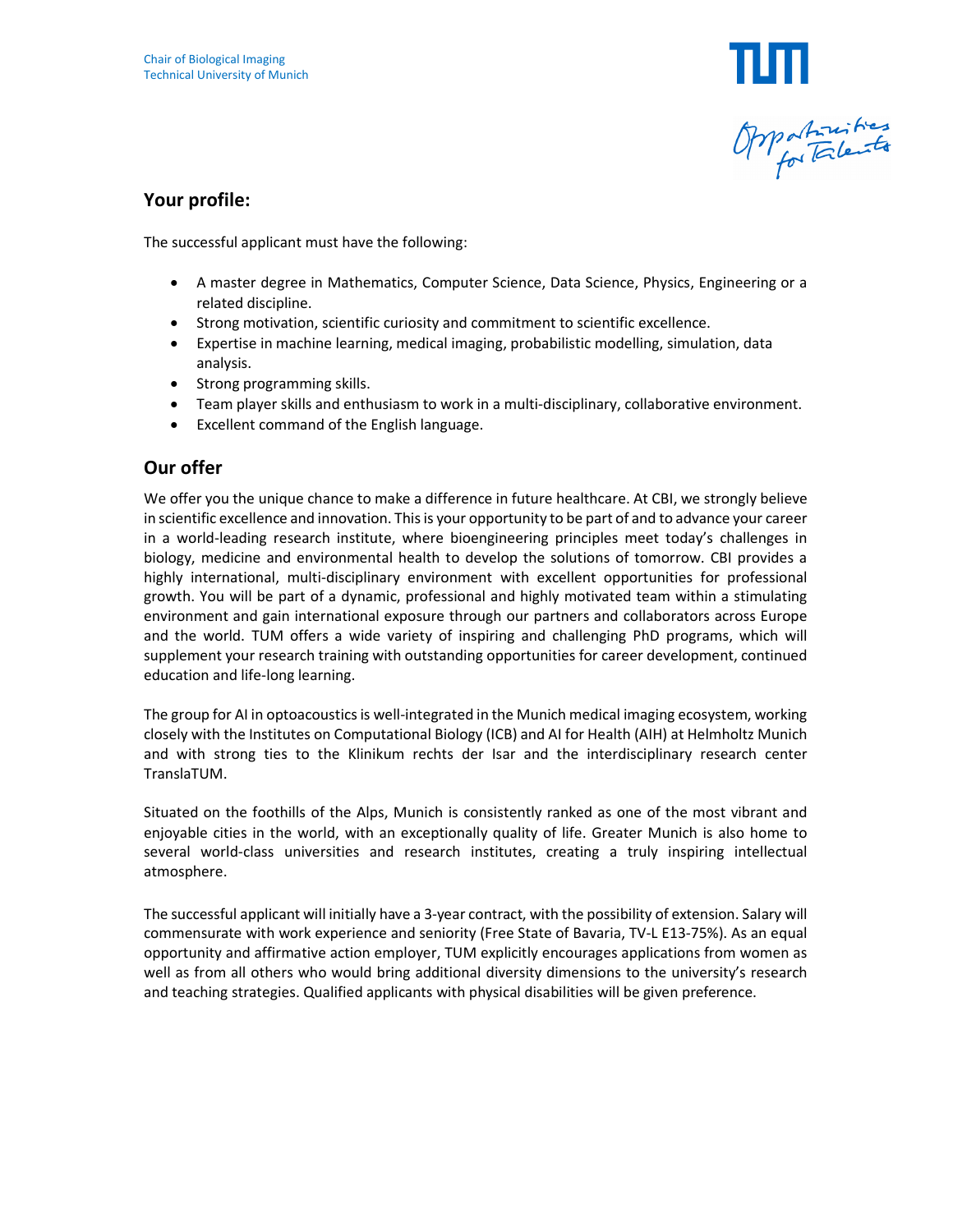## Your profile:

The successful applicant must have the following:

- A master degree in Mathematics, Computer Science, Data Science, Physics, Engineering or a related discipline.
- Strong motivation, scientific curiosity and commitment to scientific excellence.
- Expertise in machine learning, medical imaging, probabilistic modelling, simulation, data analysis.
- Strong programming skills.
- Team player skills and enthusiasm to work in a multi-disciplinary, collaborative environment.
- Excellent command of the English language.

## Our offer

We offer you the unique chance to make a difference in future healthcare. At CBI, we strongly believe in scientific excellence and innovation. This is your opportunity to be part of and to advance your career in a world-leading research institute, where bioengineering principles meet today's challenges in biology, medicine and environmental health to develop the solutions of tomorrow. CBI provides a highly international, multi-disciplinary environment with excellent opportunities for professional growth. You will be part of a dynamic, professional and highly motivated team within a stimulating environment and gain international exposure through our partners and collaborators across Europe and the world. TUM offers a wide variety of inspiring and challenging PhD programs, which will supplement your research training with outstanding opportunities for career development, continued education and life-long learning.

The group for AI in optoacoustics is well-integrated in the Munich medical imaging ecosystem, working closely with the Institutes on Computational Biology (ICB) and AI for Health (AIH) at Helmholtz Munich and with strong ties to the Klinikum rechts der Isar and the interdisciplinary research center TranslaTUM.

Situated on the foothills of the Alps, Munich is consistently ranked as one of the most vibrant and enjoyable cities in the world, with an exceptionally quality of life. Greater Munich is also home to several world-class universities and research institutes, creating a truly inspiring intellectual atmosphere.

The successful applicant will initially have a 3-year contract, with the possibility of extension. Salary will commensurate with work experience and seniority (Free State of Bavaria, TV-L E13-75%). As an equal opportunity and affirmative action employer, TUM explicitly encourages applications from women as well as from all others who would bring additional diversity dimensions to the university's research and teaching strategies. Qualified applicants with physical disabilities will be given preference.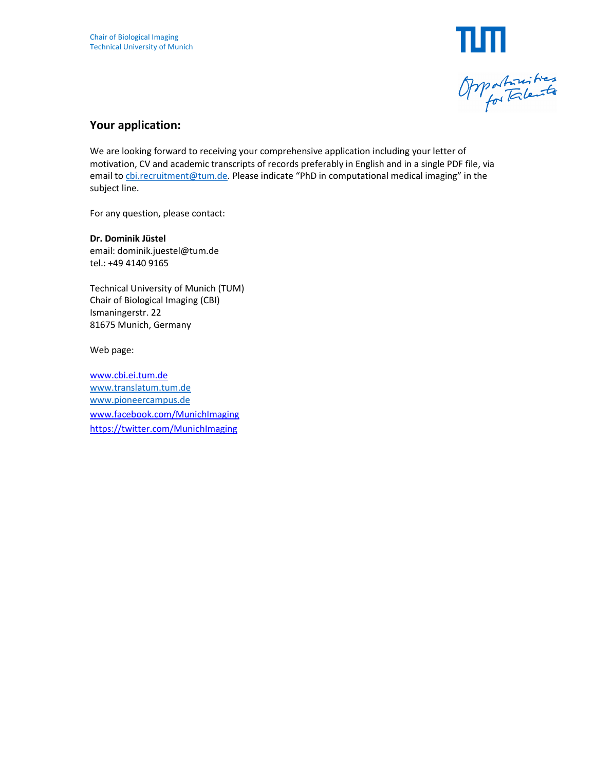Chair of Biological Imaging
Technical University of Munich

## Your application:

We are looking forward to receiving your comprehensive application including your letter of motivation, CV and academic transcripts of records preferably in English and in a single PDF file, via email to cbi.recruitment@tum.de. Please indicate "PhD in computational medical imaging" in the subject line.

For any question, please contact:

**Dr. Dominik Jüstel**
email: dominik.juestel@tum.de
tel.: +49 4140 9165

Technical University of Munich (TUM)
Chair of Biological Imaging (CBI)
Ismaningerstr. 22
81675 Munich, Germany

Web page:

www.cbi.ei.tum.de
www.translatum.tum.de
www.pioneercampus.de
www.facebook.com/MunichImaging
https://twitter.com/MunichImaging